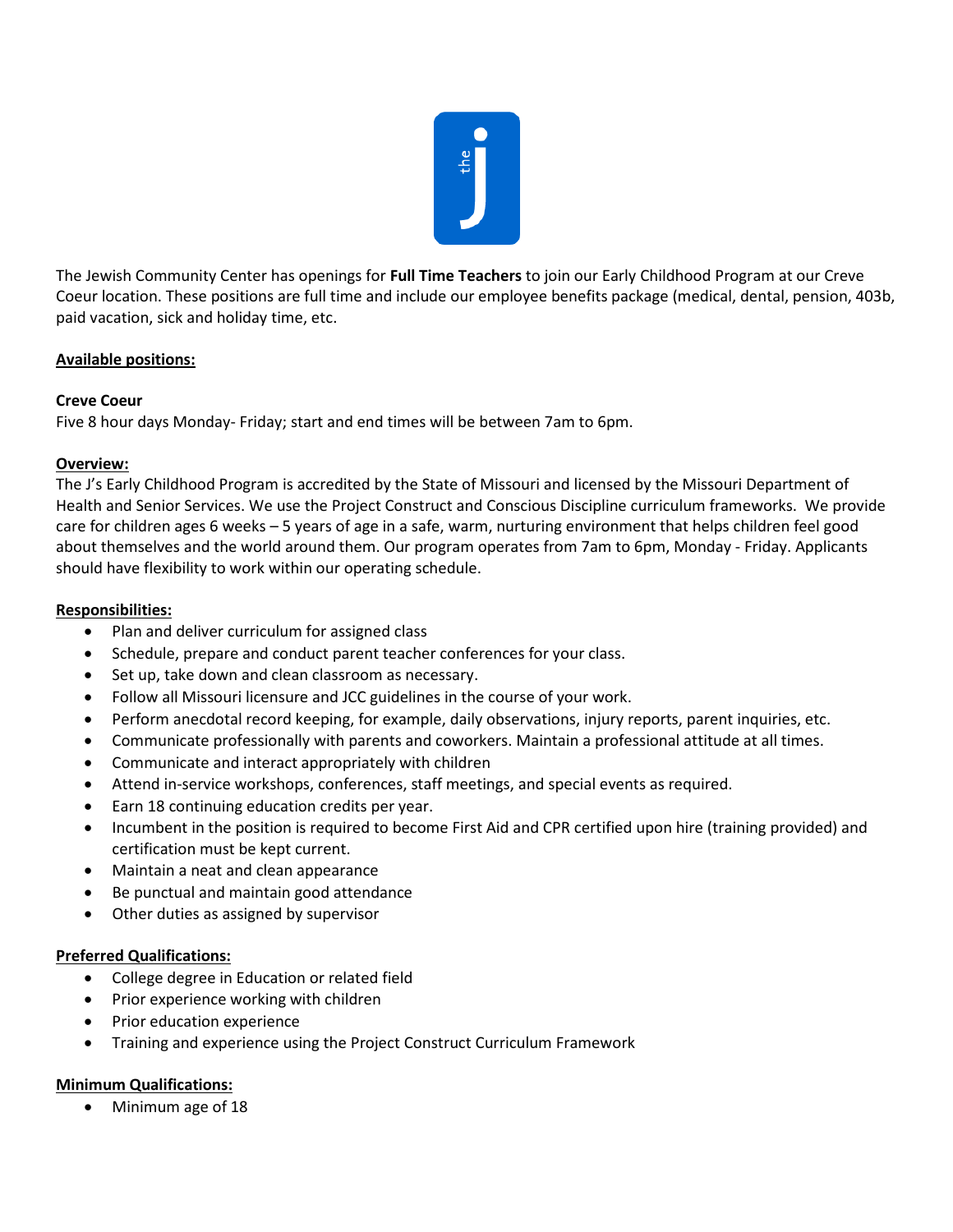The Jewish Community Center has openings for **Full Time Teachers** to join our Early Childhood Program at our Creve Coeur location. These positions are full time and include our employee benefits package (medical, dental, pension, 403b, paid vacation, sick and holiday time, etc.

## Available positions:

**Creve Coeur**

Five 8 hour days Monday- Friday; start and end times will be between 7am to 6pm.

## Overview:

The J's Early Childhood Program is accredited by the State of Missouri and licensed by the Missouri Department of Health and Senior Services. We use the Project Construct and Conscious Discipline curriculum frameworks. We provide care for children ages 6 weeks – 5 years of age in a safe, warm, nurturing environment that helps children feel good about themselves and the world around them. Our program operates from 7am to 6pm, Monday - Friday. Applicants should have flexibility to work within our operating schedule.

## Responsibilities:

- Plan and deliver curriculum for assigned class
- Schedule, prepare and conduct parent teacher conferences for your class.
- Set up, take down and clean classroom as necessary.
- Follow all Missouri licensure and JCC guidelines in the course of your work.
- Perform anecdotal record keeping, for example, daily observations, injury reports, parent inquiries, etc.
- Communicate professionally with parents and coworkers. Maintain a professional attitude at all times.
- Communicate and interact appropriately with children
- Attend in-service workshops, conferences, staff meetings, and special events as required.
- Earn 18 continuing education credits per year.
- Incumbent in the position is required to become First Aid and CPR certified upon hire (training provided) and certification must be kept current.
- Maintain a neat and clean appearance
- Be punctual and maintain good attendance
- Other duties as assigned by supervisor

## Preferred Qualifications:

- College degree in Education or related field
- Prior experience working with children
- Prior education experience
- Training and experience using the Project Construct Curriculum Framework

## Minimum Qualifications:

- Minimum age of 18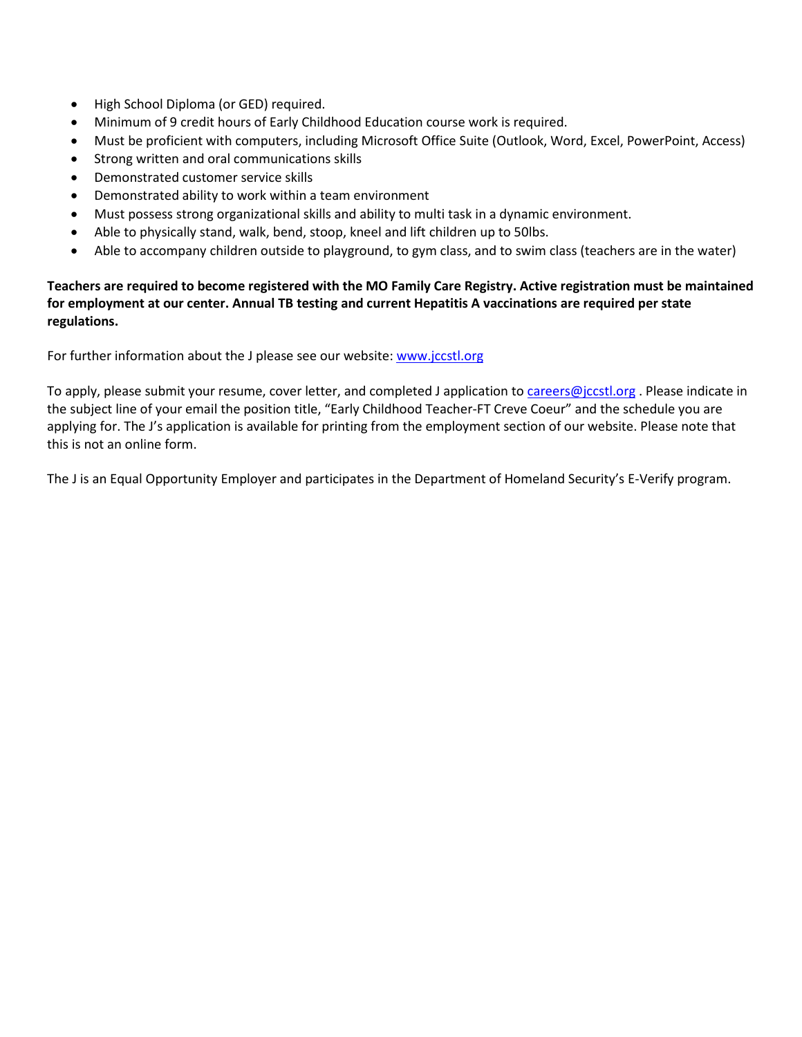- High School Diploma (or GED) required.
- Minimum of 9 credit hours of Early Childhood Education course work is required.
- Must be proficient with computers, including Microsoft Office Suite (Outlook, Word, Excel, PowerPoint, Access)
- Strong written and oral communications skills
- Demonstrated customer service skills
- Demonstrated ability to work within a team environment
- Must possess strong organizational skills and ability to multi task in a dynamic environment.
- Able to physically stand, walk, bend, stoop, kneel and lift children up to 50lbs.
- Able to accompany children outside to playground, to gym class, and to swim class (teachers are in the water)

**Teachers are required to become registered with the MO Family Care Registry. Active registration must be maintained for employment at our center. Annual TB testing and current Hepatitis A vaccinations are required per state regulations.**

For further information about the J please see our website: [www.jccstl.org](http://www.jccstl.org)

To apply, please submit your resume, cover letter, and completed J application to [careers@jccstl.org](mailto:careers@jccstl.org) . Please indicate in the subject line of your email the position title, "Early Childhood Teacher-FT Creve Coeur" and the schedule you are applying for. The J's application is available for printing from the employment section of our website. Please note that this is not an online form.

The J is an Equal Opportunity Employer and participates in the Department of Homeland Security's E-Verify program.